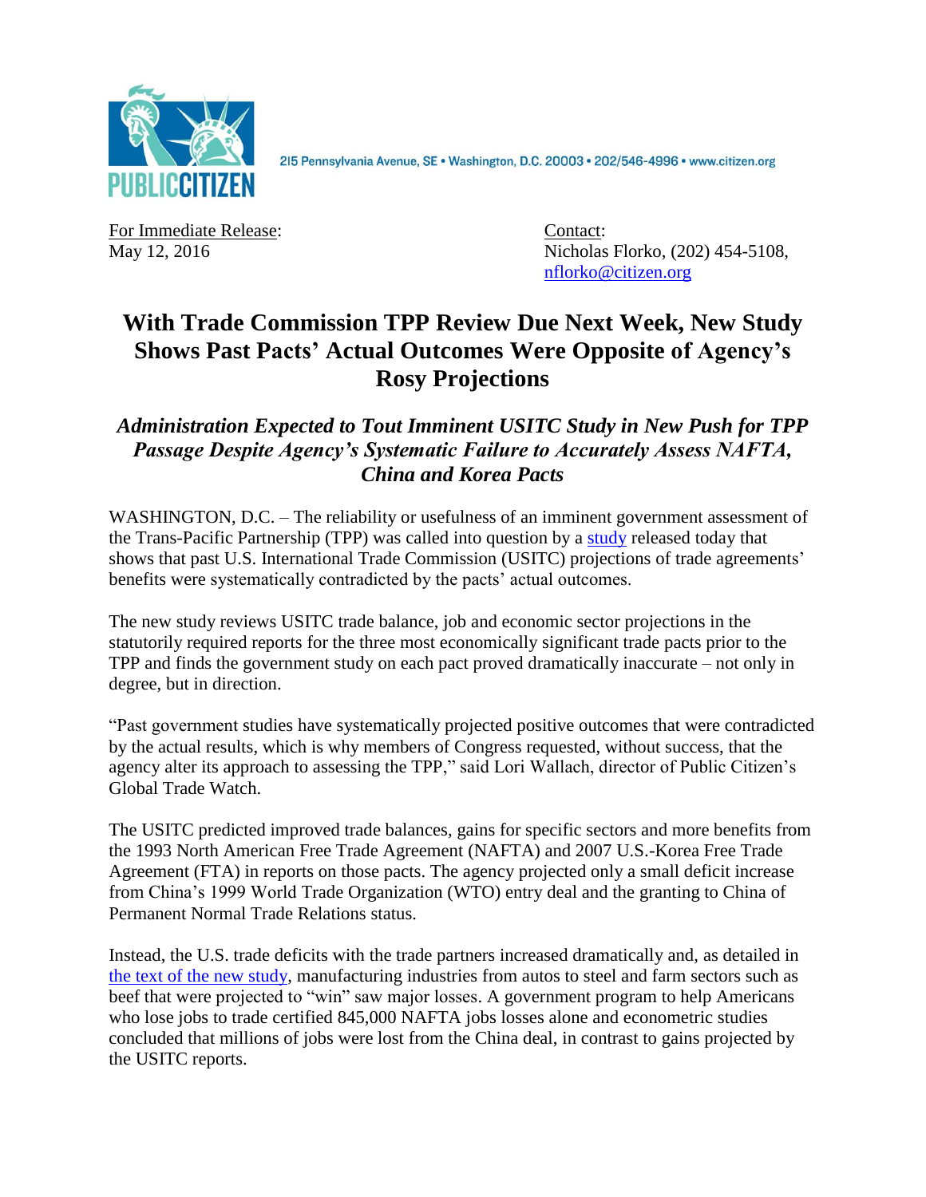PUBLIC CITIZEN

215 Pennsylvania Avenue, SE • Washington, D.C. 20003 • 202/546-4996 • www.citizen.org

For Immediate Release:
May 12, 2016

Contact:
Nicholas Florko, (202) 454-5108,
nflorko@citizen.org

# With Trade Commission TPP Review Due Next Week, New Study Shows Past Pacts' Actual Outcomes Were Opposite of Agency's Rosy Projections

## *Administration Expected to Tout Imminent USITC Study in New Push for TPP Passage Despite Agency's Systematic Failure to Accurately Assess NAFTA, China and Korea Pacts*

WASHINGTON, D.C. – The reliability or usefulness of an imminent government assessment of the Trans-Pacific Partnership (TPP) was called into question by a study released today that shows that past U.S. International Trade Commission (USITC) projections of trade agreements' benefits were systematically contradicted by the pacts' actual outcomes.

The new study reviews USITC trade balance, job and economic sector projections in the statutorily required reports for the three most economically significant trade pacts prior to the TPP and finds the government study on each pact proved dramatically inaccurate – not only in degree, but in direction.

"Past government studies have systematically projected positive outcomes that were contradicted by the actual results, which is why members of Congress requested, without success, that the agency alter its approach to assessing the TPP," said Lori Wallach, director of Public Citizen's Global Trade Watch.

The USITC predicted improved trade balances, gains for specific sectors and more benefits from the 1993 North American Free Trade Agreement (NAFTA) and 2007 U.S.-Korea Free Trade Agreement (FTA) in reports on those pacts. The agency projected only a small deficit increase from China's 1999 World Trade Organization (WTO) entry deal and the granting to China of Permanent Normal Trade Relations status.

Instead, the U.S. trade deficits with the trade partners increased dramatically and, as detailed in the text of the new study, manufacturing industries from autos to steel and farm sectors such as beef that were projected to "win" saw major losses. A government program to help Americans who lose jobs to trade certified 845,000 NAFTA jobs losses alone and econometric studies concluded that millions of jobs were lost from the China deal, in contrast to gains projected by the USITC reports.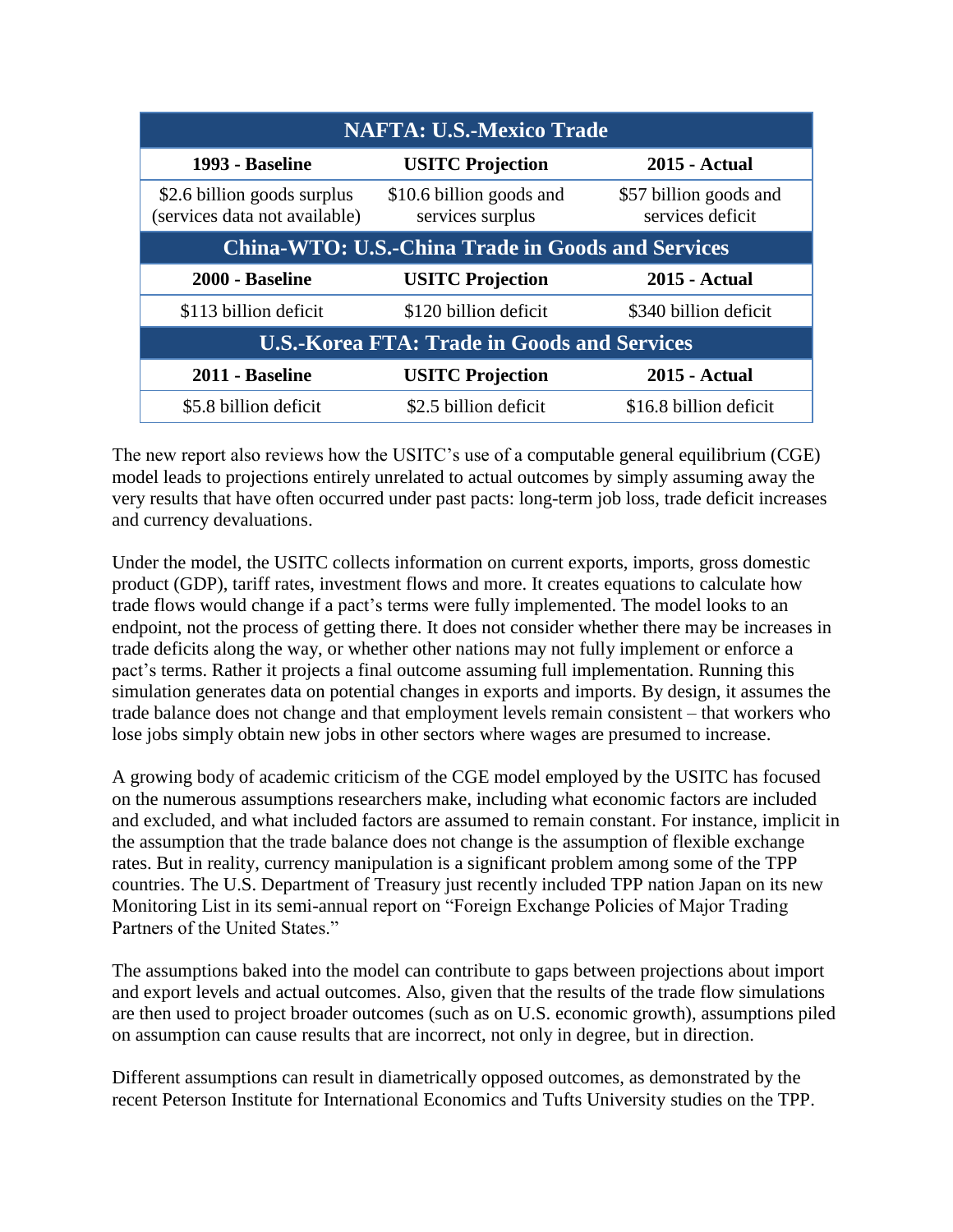| NAFTA: U.S.-Mexico Trade | | |
|---|---|---|
| **1993 - Baseline** | **USITC Projection** | **2015 - Actual** |
| $2.6 billion goods surplus (services data not available) | $10.6 billion goods and services surplus | $57 billion goods and services deficit |
| **China-WTO: U.S.-China Trade in Goods and Services** | | |
| **2000 - Baseline** | **USITC Projection** | **2015 - Actual** |
| $113 billion deficit | $120 billion deficit | $340 billion deficit |
| **U.S.-Korea FTA: Trade in Goods and Services** | | |
| **2011 - Baseline** | **USITC Projection** | **2015 - Actual** |
| $5.8 billion deficit | $2.5 billion deficit | $16.8 billion deficit |

The new report also reviews how the USITC's use of a computable general equilibrium (CGE) model leads to projections entirely unrelated to actual outcomes by simply assuming away the very results that have often occurred under past pacts: long-term job loss, trade deficit increases and currency devaluations.

Under the model, the USITC collects information on current exports, imports, gross domestic product (GDP), tariff rates, investment flows and more. It creates equations to calculate how trade flows would change if a pact's terms were fully implemented. The model looks to an endpoint, not the process of getting there. It does not consider whether there may be increases in trade deficits along the way, or whether other nations may not fully implement or enforce a pact's terms. Rather it projects a final outcome assuming full implementation. Running this simulation generates data on potential changes in exports and imports. By design, it assumes the trade balance does not change and that employment levels remain consistent – that workers who lose jobs simply obtain new jobs in other sectors where wages are presumed to increase.

A growing body of academic criticism of the CGE model employed by the USITC has focused on the numerous assumptions researchers make, including what economic factors are included and excluded, and what included factors are assumed to remain constant. For instance, implicit in the assumption that the trade balance does not change is the assumption of flexible exchange rates. But in reality, currency manipulation is a significant problem among some of the TPP countries. The U.S. Department of Treasury just recently included TPP nation Japan on its new Monitoring List in its semi-annual report on "Foreign Exchange Policies of Major Trading Partners of the United States."

The assumptions baked into the model can contribute to gaps between projections about import and export levels and actual outcomes. Also, given that the results of the trade flow simulations are then used to project broader outcomes (such as on U.S. economic growth), assumptions piled on assumption can cause results that are incorrect, not only in degree, but in direction.

Different assumptions can result in diametrically opposed outcomes, as demonstrated by the recent Peterson Institute for International Economics and Tufts University studies on the TPP.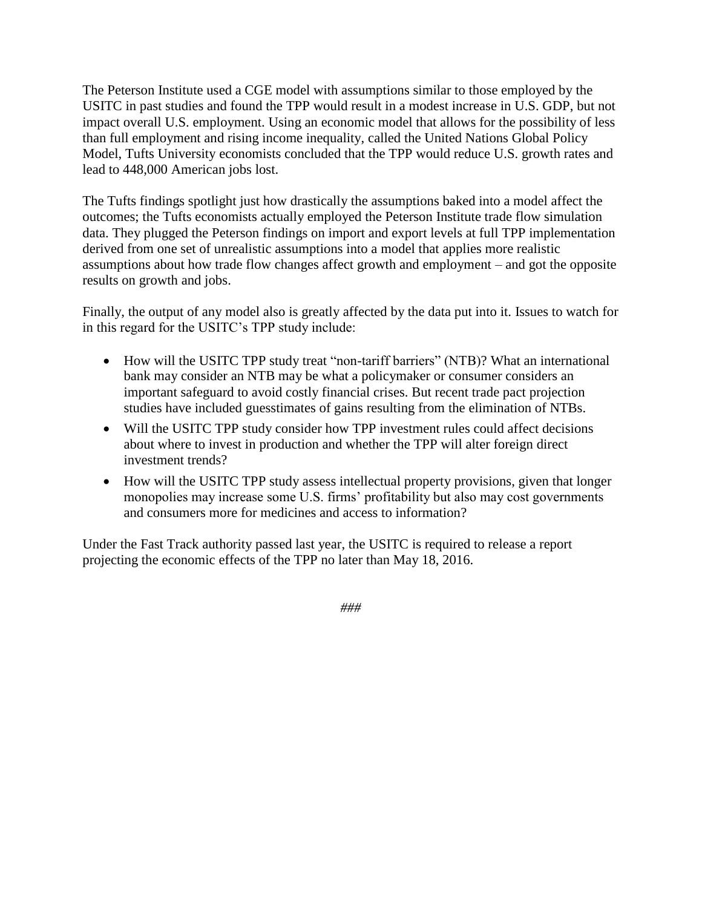The Peterson Institute used a CGE model with assumptions similar to those employed by the USITC in past studies and found the TPP would result in a modest increase in U.S. GDP, but not impact overall U.S. employment. Using an economic model that allows for the possibility of less than full employment and rising income inequality, called the United Nations Global Policy Model, Tufts University economists concluded that the TPP would reduce U.S. growth rates and lead to 448,000 American jobs lost.

The Tufts findings spotlight just how drastically the assumptions baked into a model affect the outcomes; the Tufts economists actually employed the Peterson Institute trade flow simulation data. They plugged the Peterson findings on import and export levels at full TPP implementation derived from one set of unrealistic assumptions into a model that applies more realistic assumptions about how trade flow changes affect growth and employment – and got the opposite results on growth and jobs.

Finally, the output of any model also is greatly affected by the data put into it. Issues to watch for in this regard for the USITC's TPP study include:

- How will the USITC TPP study treat "non-tariff barriers" (NTB)? What an international bank may consider an NTB may be what a policymaker or consumer considers an important safeguard to avoid costly financial crises. But recent trade pact projection studies have included guesstimates of gains resulting from the elimination of NTBs.
- Will the USITC TPP study consider how TPP investment rules could affect decisions about where to invest in production and whether the TPP will alter foreign direct investment trends?
- How will the USITC TPP study assess intellectual property provisions, given that longer monopolies may increase some U.S. firms' profitability but also may cost governments and consumers more for medicines and access to information?

Under the Fast Track authority passed last year, the USITC is required to release a report projecting the economic effects of the TPP no later than May 18, 2016.

###